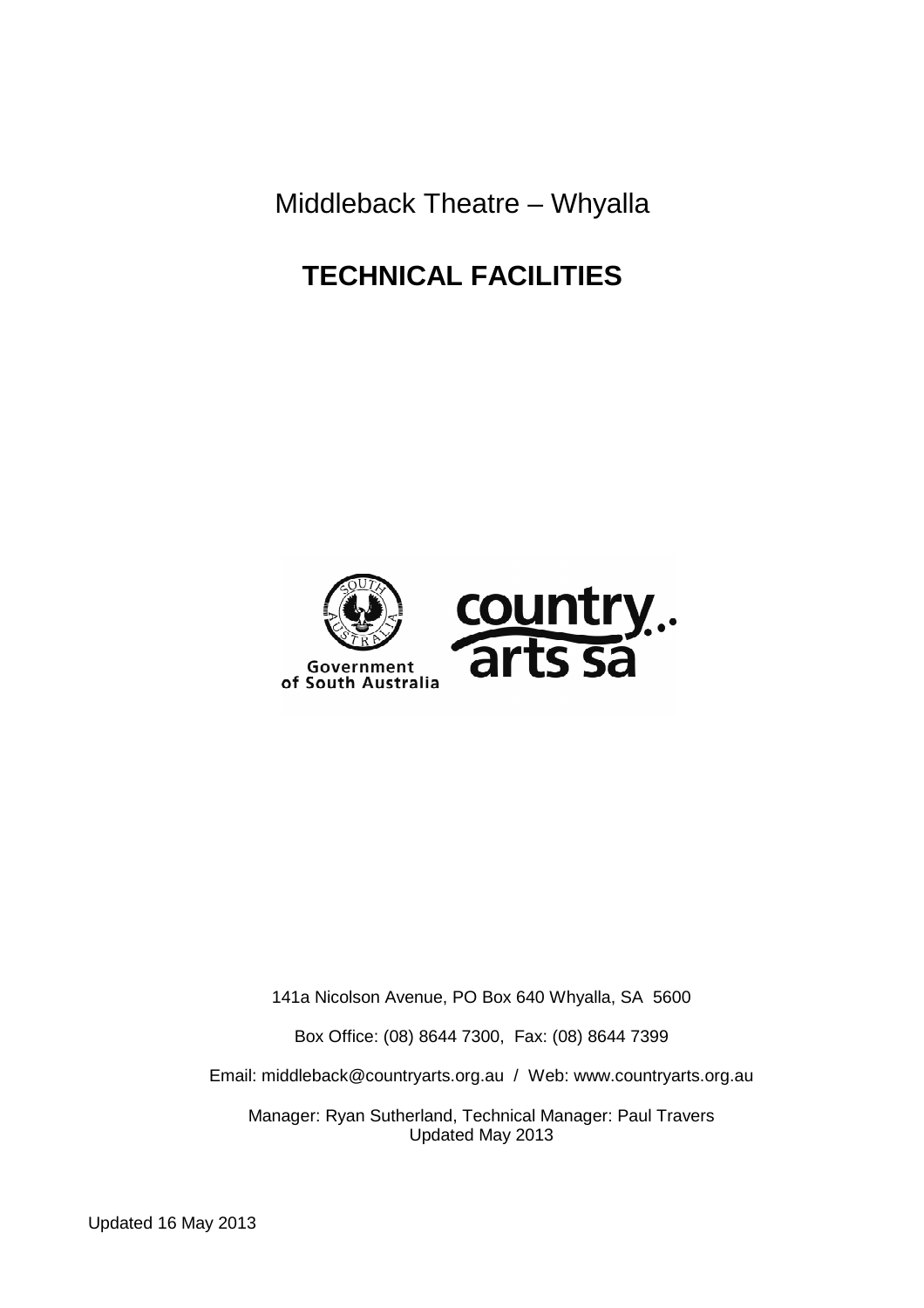Middleback Theatre – Whyalla

# TECHNICAL FACILITIES

Government of South Australia

country arts sa

141a Nicolson Avenue, PO Box 640 Whyalla, SA 5600

Box Office: (08) 8644 7300, Fax: (08) 8644 7399

Email: middleback@countryarts.org.au / Web: www.countryarts.org.au

Manager: Ryan Sutherland, Technical Manager: Paul Travers
Updated May 2013

Updated 16 May 2013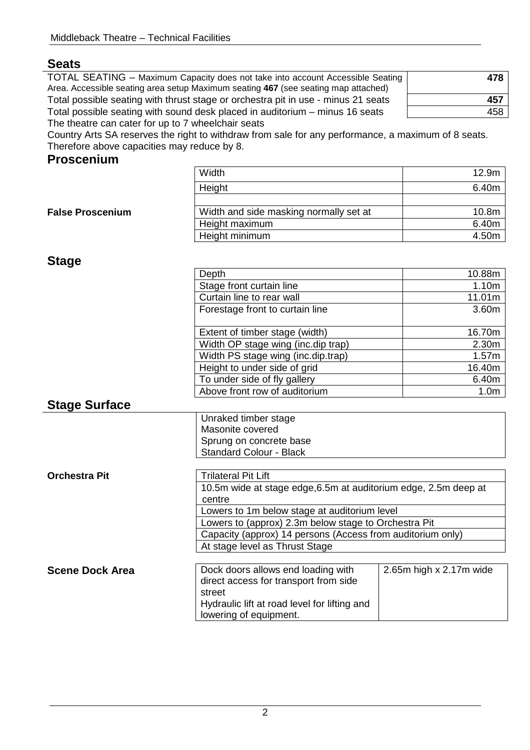## Seats

| | |
|---|---|
| TOTAL SEATING – Maximum Capacity does not take into account Accessible Seating Area. Accessible seating area setup Maximum seating **467** (see seating map attached) | **478** |
| Total possible seating with thrust stage or orchestra pit in use - minus 21 seats | **457** |
| Total possible seating with sound desk placed in auditorium – minus 16 seats | 458 |

The theatre can cater for up to 7 wheelchair seats

Country Arts SA reserves the right to withdraw from sale for any performance, a maximum of 8 seats. Therefore above capacities may reduce by 8.

## Proscenium

| | | |
|---|---|---|
| | Width | 12.9m |
| | Height | 6.40m |
| | | |
| **False Proscenium** | Width and side masking normally set at | 10.8m |
| | Height maximum | 6.40m |
| | Height minimum | 4.50m |

## Stage

| | |
|---|---|
| Depth | 10.88m |
| Stage front curtain line | 1.10m |
| Curtain line to rear wall | 11.01m |
| Forestage front to curtain line | 3.60m |
| Extent of timber stage (width) | 16.70m |
| Width OP stage wing (inc.dip trap) | 2.30m |
| Width PS stage wing (inc.dip.trap) | 1.57m |
| Height to under side of grid | 16.40m |
| To under side of fly gallery | 6.40m |
| Above front row of auditorium | 1.0m |

## Stage Surface

Unraked timber stage
Masonite covered
Sprung on concrete base
Standard Colour - Black

**Orchestra Pit**

| Trilateral Pit Lift |
|---|
| 10.5m wide at stage edge,6.5m at auditorium edge, 2.5m deep at centre |
| Lowers to 1m below stage at auditorium level |
| Lowers to (approx) 2.3m below stage to Orchestra Pit |
| Capacity (approx) 14 persons (Access from auditorium only) |
| At stage level as Thrust Stage |

**Scene Dock Area**

| | |
|---|---|
| Dock doors allows end loading with direct access for transport from side street<br>Hydraulic lift at road level for lifting and lowering of equipment. | 2.65m high x 2.17m wide |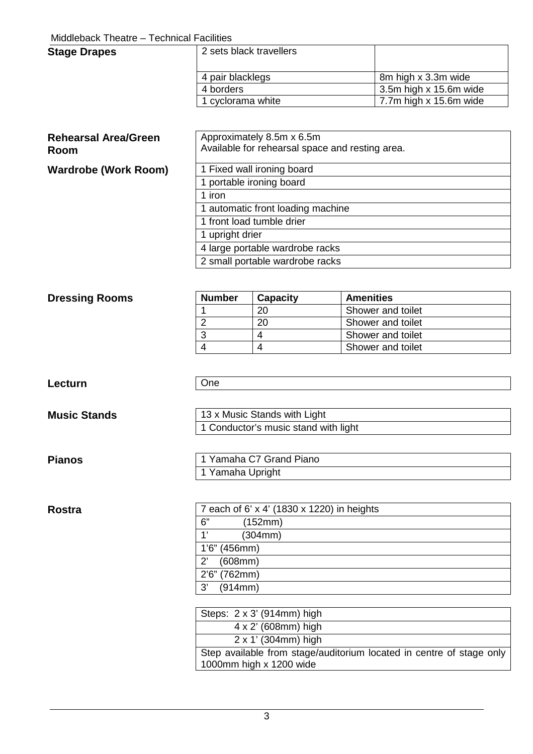Middleback Theatre – Technical Facilities

**Stage Drapes**

| | |
|---|---|
| 2 sets black travellers | |
| 4 pair blacklegs | 8m high x 3.3m wide |
| 4 borders | 3.5m high x 15.6m wide |
| 1 cyclorama white | 7.7m high x 15.6m wide |

**Rehearsal Area/Green Room**

Approximately 8.5m x 6.5m
Available for rehearsal space and resting area.

**Wardrobe (Work Room)**

| |
|---|
| 1 Fixed wall ironing board |
| 1 portable ironing board |
| 1 iron |
| 1 automatic front loading machine |
| 1 front load tumble drier |
| 1 upright drier |
| 4 large portable wardrobe racks |
| 2 small portable wardrobe racks |

**Dressing Rooms**

| Number | Capacity | Amenities |
|---|---|---|
| 1 | 20 | Shower and toilet |
| 2 | 20 | Shower and toilet |
| 3 | 4 | Shower and toilet |
| 4 | 4 | Shower and toilet |

**Lecturn**

One

**Music Stands**

| |
|---|
| 13 x Music Stands with Light |
| 1 Conductor's music stand with light |

**Pianos**

| |
|---|
| 1 Yamaha C7 Grand Piano |
| 1 Yamaha Upright |

**Rostra**

| |
|---|
| 7 each of 6' x 4' (1830 x 1220) in heights |
| 6" (152mm) |
| 1' (304mm) |
| 1'6" (456mm) |
| 2' (608mm) |
| 2'6" (762mm) |
| 3' (914mm) |

| |
|---|
| Steps: 2 x 3' (914mm) high |
| 4 x 2' (608mm) high |
| 2 x 1' (304mm) high |
| Step available from stage/auditorium located in centre of stage only 1000mm high x 1200 wide |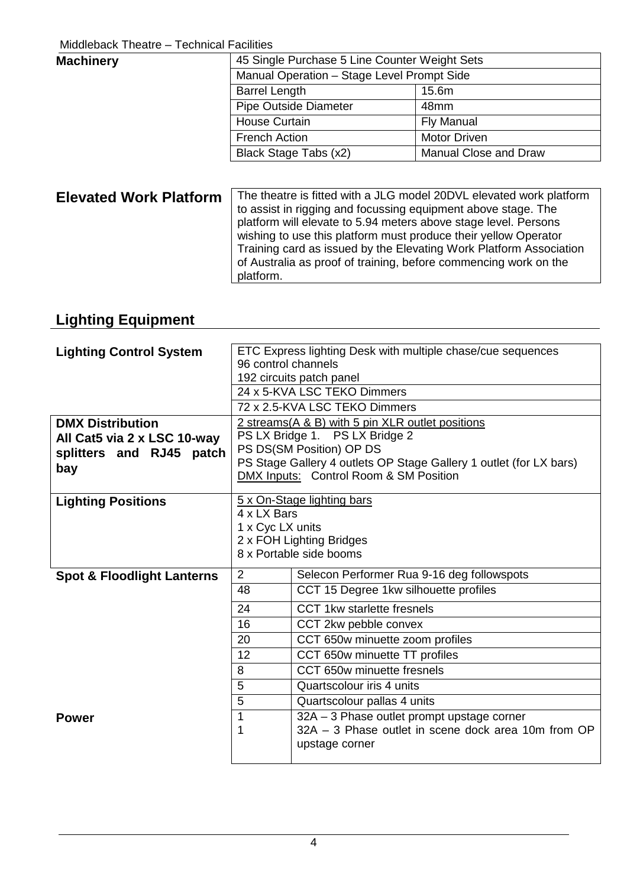Middleback Theatre – Technical Facilities

| **Machinery** | 45 Single Purchase 5 Line Counter Weight Sets | |
|---|---|---|
| | Manual Operation – Stage Level Prompt Side | |
| | Barrel Length | 15.6m |
| | Pipe Outside Diameter | 48mm |
| | House Curtain | Fly Manual |
| | French Action | Motor Driven |
| | Black Stage Tabs (x2) | Manual Close and Draw |

## Elevated Work Platform

The theatre is fitted with a JLG model 20DVL elevated work platform to assist in rigging and focussing equipment above stage. The platform will elevate to 5.94 meters above stage level. Persons wishing to use this platform must produce their yellow Operator Training card as issued by the Elevating Work Platform Association of Australia as proof of training, before commencing work on the platform.

## Lighting Equipment

| **Lighting Control System** | ETC Express lighting Desk with multiple chase/cue sequences<br>96 control channels<br>192 circuits patch panel |
|---|---|
| | 24 x 5-KVA LSC TEKO Dimmers |
| | 72 x 2.5-KVA LSC TEKO Dimmers |
| **DMX Distribution All Cat5 via 2 x LSC 10-way splitters and RJ45 patch bay** | 2 streams(A & B) with 5 pin XLR outlet positions<br>PS LX Bridge 1. PS LX Bridge 2<br>PS DS(SM Position) OP DS<br>PS Stage Gallery 4 outlets OP Stage Gallery 1 outlet (for LX bars)<br>DMX Inputs: Control Room & SM Position |
| **Lighting Positions** | 5 x On-Stage lighting bars<br>4 x LX Bars<br>1 x Cyc LX units<br>2 x FOH Lighting Bridges<br>8 x Portable side booms |

| **Spot & Floodlight Lanterns** | 2 | Selecon Performer Rua 9-16 deg followspots |
|---|---|---|
| | 48 | CCT 15 Degree 1kw silhouette profiles |
| | 24 | CCT 1kw starlette fresnels |
| | 16 | CCT 2kw pebble convex |
| | 20 | CCT 650w minuette zoom profiles |
| | 12 | CCT 650w minuette TT profiles |
| | 8 | CCT 650w minuette fresnels |
| | 5 | Quartscolour iris 4 units |
| | 5 | Quartscolour pallas 4 units |
| **Power** | 1<br>1 | 32A – 3 Phase outlet prompt upstage corner<br>32A – 3 Phase outlet in scene dock area 10m from OP upstage corner |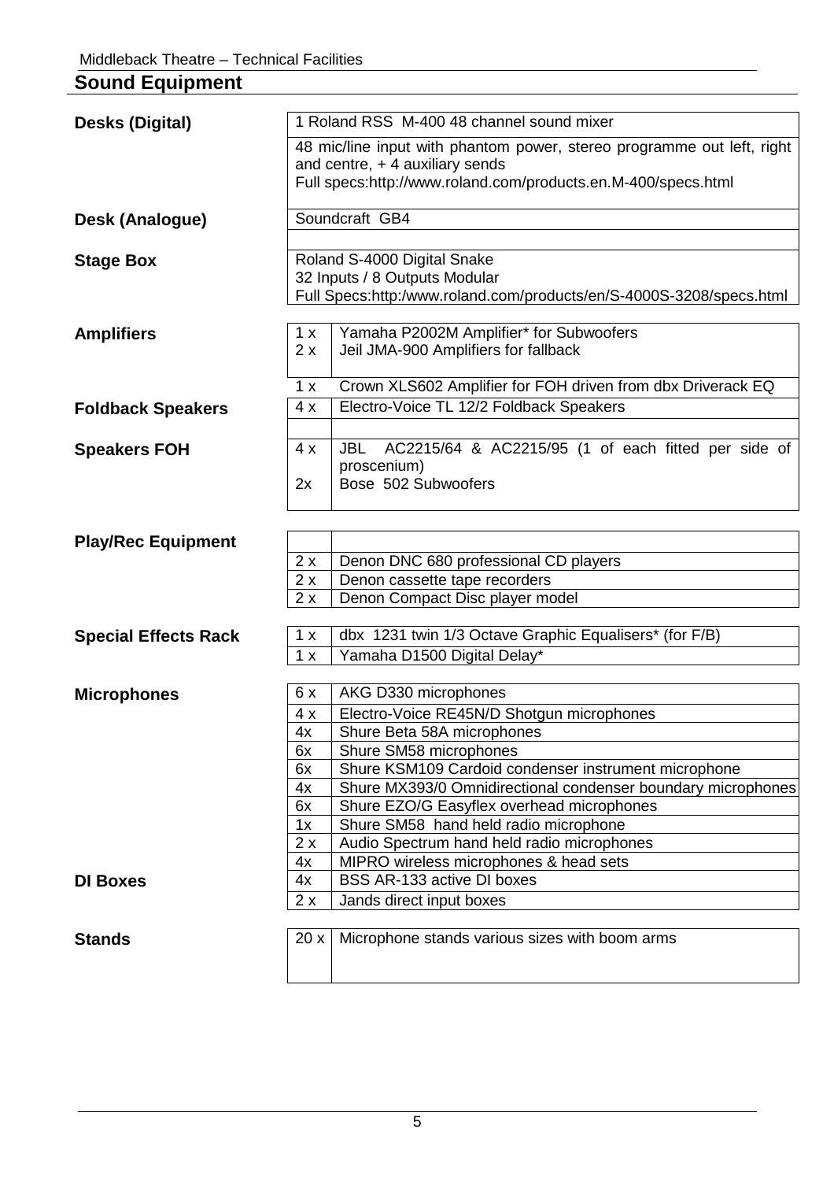## Sound Equipment

| Category | Qty | Item |
|---|---|---|
| **Desks (Digital)** | | 1 Roland RSS M-400 48 channel sound mixer |
| | | 48 mic/line input with phantom power, stereo programme out left, right and centre, + 4 auxiliary sends<br>Full specs:http://www.roland.com/products.en.M-400/specs.html |
| **Desk (Analogue)** | | Soundcraft GB4 |
| **Stage Box** | | Roland S-4000 Digital Snake<br>32 Inputs / 8 Outputs Modular<br>Full Specs:http:/www.roland.com/products/en/S-4000S-3208/specs.html |
| **Amplifiers** | 1 x | Yamaha P2002M Amplifier* for Subwoofers |
| | 2 x | Jeil JMA-900 Amplifiers for fallback |
| | 1 x | Crown XLS602 Amplifier for FOH driven from dbx Driverack EQ |
| **Foldback Speakers** | 4 x | Electro-Voice TL 12/2 Foldback Speakers |
| **Speakers FOH** | 4 x | JBL AC2215/64 & AC2215/95 (1 of each fitted per side of proscenium) |
| | 2x | Bose 502 Subwoofers |
| **Play/Rec Equipment** | 2 x | Denon DNC 680 professional CD players |
| | 2 x | Denon cassette tape recorders |
| | 2 x | Denon Compact Disc player model |
| **Special Effects Rack** | 1 x | dbx 1231 twin 1/3 Octave Graphic Equalisers* (for F/B) |
| | 1 x | Yamaha D1500 Digital Delay* |
| **Microphones** | 6 x | AKG D330 microphones |
| | 4 x | Electro-Voice RE45N/D Shotgun microphones |
| | 4x | Shure Beta 58A microphones |
| | 6x | Shure SM58 microphones |
| | 6x | Shure KSM109 Cardoid condenser instrument microphone |
| | 4x | Shure MX393/0 Omnidirectional condenser boundary microphones |
| | 6x | Shure EZO/G Easyflex overhead microphones |
| | 1x | Shure SM58 hand held radio microphone |
| | 2 x | Audio Spectrum hand held radio microphones |
| | 4x | MIPRO wireless microphones & head sets |
| **DI Boxes** | 4x | BSS AR-133 active DI boxes |
| | 2 x | Jands direct input boxes |
| **Stands** | 20 x | Microphone stands various sizes with boom arms |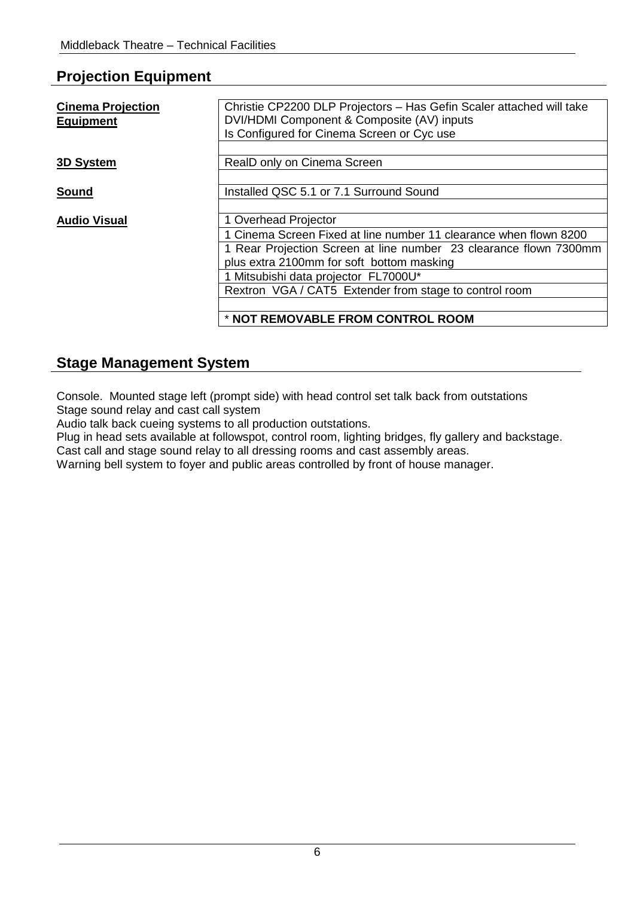## Projection Equipment

| | |
|---|---|
| **Cinema Projection Equipment** | Christie CP2200 DLP Projectors – Has Gefin Scaler attached will take DVI/HDMI Component & Composite (AV) inputs<br>Is Configured for Cinema Screen or Cyc use |
| | |
| **3D System** | RealD only on Cinema Screen |
| | |
| **Sound** | Installed QSC 5.1 or 7.1 Surround Sound |
| | |
| **Audio Visual** | 1 Overhead Projector |
| | 1 Cinema Screen Fixed at line number 11 clearance when flown 8200 |
| | 1 Rear Projection Screen at line number 23 clearance flown 7300mm plus extra 2100mm for soft bottom masking |
| | 1 Mitsubishi data projector FL7000U* |
| | Rextron VGA / CAT5 Extender from stage to control room |
| | |
| | * **NOT REMOVABLE FROM CONTROL ROOM** |

## Stage Management System

Console. Mounted stage left (prompt side) with head control set talk back from outstations
Stage sound relay and cast call system
Audio talk back cueing systems to all production outstations.
Plug in head sets available at followspot, control room, lighting bridges, fly gallery and backstage.
Cast call and stage sound relay to all dressing rooms and cast assembly areas.
Warning bell system to foyer and public areas controlled by front of house manager.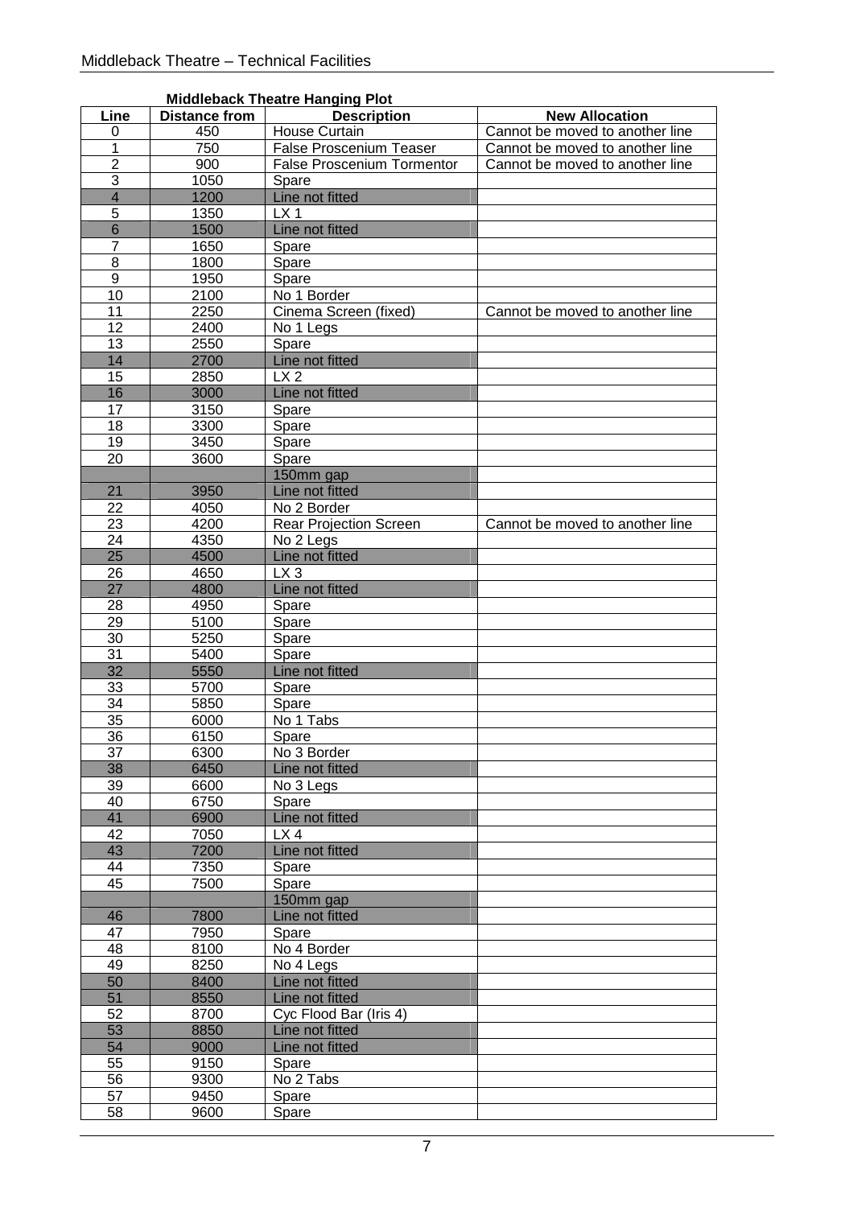**Middleback Theatre Hanging Plot**

| Line | Distance from | Description | New Allocation |
|---|---|---|---|
| 0 | 450 | House Curtain | Cannot be moved to another line |
| 1 | 750 | False Proscenium Teaser | Cannot be moved to another line |
| 2 | 900 | False Proscenium Tormentor | Cannot be moved to another line |
| 3 | 1050 | Spare | |
| 4 | 1200 | Line not fitted | |
| 5 | 1350 | LX 1 | |
| 6 | 1500 | Line not fitted | |
| 7 | 1650 | Spare | |
| 8 | 1800 | Spare | |
| 9 | 1950 | Spare | |
| 10 | 2100 | No 1 Border | |
| 11 | 2250 | Cinema Screen (fixed) | Cannot be moved to another line |
| 12 | 2400 | No 1 Legs | |
| 13 | 2550 | Spare | |
| 14 | 2700 | Line not fitted | |
| 15 | 2850 | LX 2 | |
| 16 | 3000 | Line not fitted | |
| 17 | 3150 | Spare | |
| 18 | 3300 | Spare | |
| 19 | 3450 | Spare | |
| 20 | 3600 | Spare | |
| | | 150mm gap | |
| 21 | 3950 | Line not fitted | |
| 22 | 4050 | No 2 Border | |
| 23 | 4200 | Rear Projection Screen | Cannot be moved to another line |
| 24 | 4350 | No 2 Legs | |
| 25 | 4500 | Line not fitted | |
| 26 | 4650 | LX 3 | |
| 27 | 4800 | Line not fitted | |
| 28 | 4950 | Spare | |
| 29 | 5100 | Spare | |
| 30 | 5250 | Spare | |
| 31 | 5400 | Spare | |
| 32 | 5550 | Line not fitted | |
| 33 | 5700 | Spare | |
| 34 | 5850 | Spare | |
| 35 | 6000 | No 1 Tabs | |
| 36 | 6150 | Spare | |
| 37 | 6300 | No 3 Border | |
| 38 | 6450 | Line not fitted | |
| 39 | 6600 | No 3 Legs | |
| 40 | 6750 | Spare | |
| 41 | 6900 | Line not fitted | |
| 42 | 7050 | LX 4 | |
| 43 | 7200 | Line not fitted | |
| 44 | 7350 | Spare | |
| 45 | 7500 | Spare | |
| | | 150mm gap | |
| 46 | 7800 | Line not fitted | |
| 47 | 7950 | Spare | |
| 48 | 8100 | No 4 Border | |
| 49 | 8250 | No 4 Legs | |
| 50 | 8400 | Line not fitted | |
| 51 | 8550 | Line not fitted | |
| 52 | 8700 | Cyc Flood Bar (Iris 4) | |
| 53 | 8850 | Line not fitted | |
| 54 | 9000 | Line not fitted | |
| 55 | 9150 | Spare | |
| 56 | 9300 | No 2 Tabs | |
| 57 | 9450 | Spare | |
| 58 | 9600 | Spare | |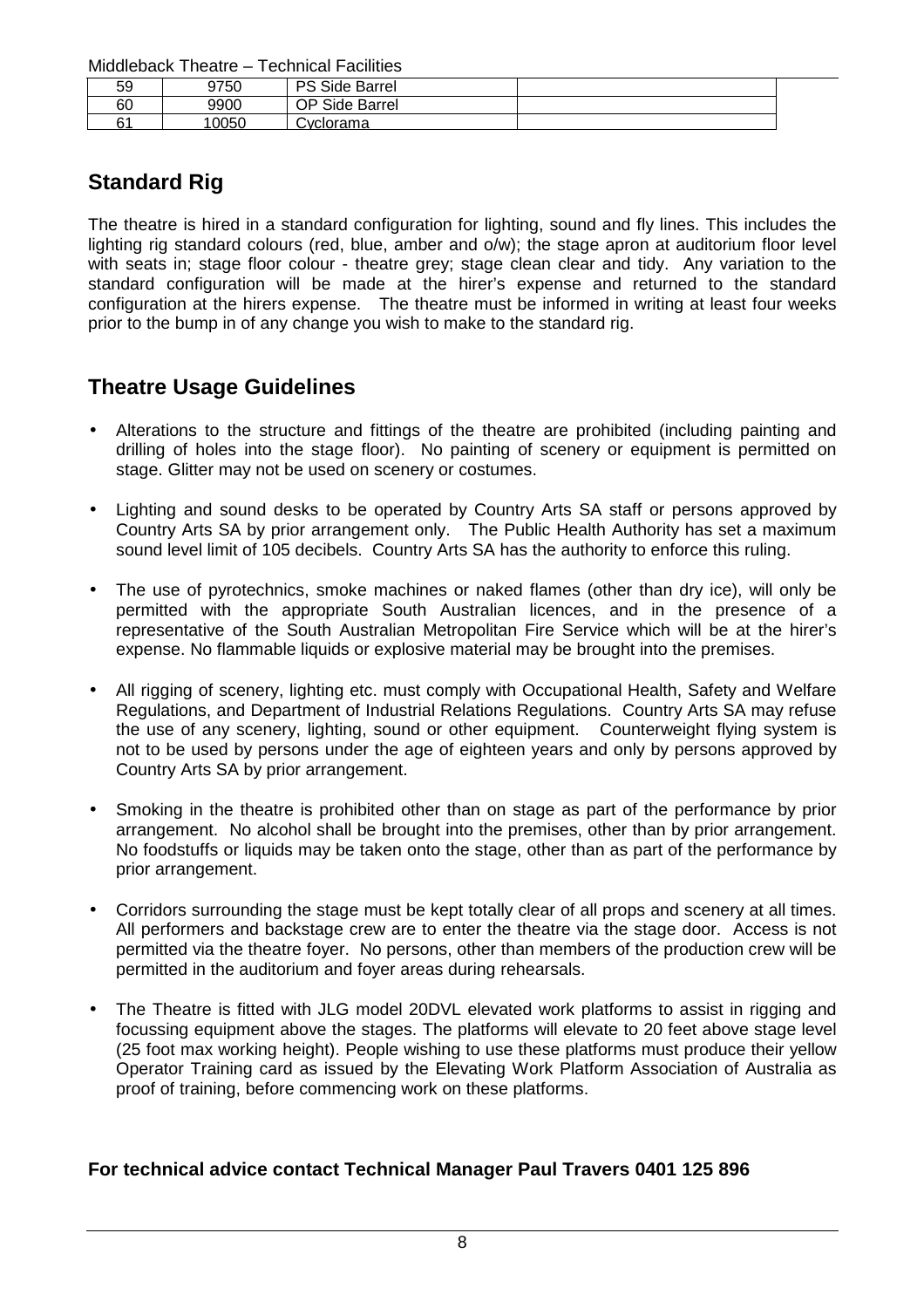| 59 | 9750 | PS Side Barrel | |
|---|---|---|---|
| 60 | 9900 | OP Side Barrel | |
| 61 | 10050 | Cyclorama | |

## Standard Rig

The theatre is hired in a standard configuration for lighting, sound and fly lines. This includes the lighting rig standard colours (red, blue, amber and o/w); the stage apron at auditorium floor level with seats in; stage floor colour - theatre grey; stage clean clear and tidy. Any variation to the standard configuration will be made at the hirer's expense and returned to the standard configuration at the hirers expense. The theatre must be informed in writing at least four weeks prior to the bump in of any change you wish to make to the standard rig.

## Theatre Usage Guidelines

- Alterations to the structure and fittings of the theatre are prohibited (including painting and drilling of holes into the stage floor). No painting of scenery or equipment is permitted on stage. Glitter may not be used on scenery or costumes.
- Lighting and sound desks to be operated by Country Arts SA staff or persons approved by Country Arts SA by prior arrangement only. The Public Health Authority has set a maximum sound level limit of 105 decibels. Country Arts SA has the authority to enforce this ruling.
- The use of pyrotechnics, smoke machines or naked flames (other than dry ice), will only be permitted with the appropriate South Australian licences, and in the presence of a representative of the South Australian Metropolitan Fire Service which will be at the hirer's expense. No flammable liquids or explosive material may be brought into the premises.
- All rigging of scenery, lighting etc. must comply with Occupational Health, Safety and Welfare Regulations, and Department of Industrial Relations Regulations. Country Arts SA may refuse the use of any scenery, lighting, sound or other equipment. Counterweight flying system is not to be used by persons under the age of eighteen years and only by persons approved by Country Arts SA by prior arrangement.
- Smoking in the theatre is prohibited other than on stage as part of the performance by prior arrangement. No alcohol shall be brought into the premises, other than by prior arrangement. No foodstuffs or liquids may be taken onto the stage, other than as part of the performance by prior arrangement.
- Corridors surrounding the stage must be kept totally clear of all props and scenery at all times. All performers and backstage crew are to enter the theatre via the stage door. Access is not permitted via the theatre foyer. No persons, other than members of the production crew will be permitted in the auditorium and foyer areas during rehearsals.
- The Theatre is fitted with JLG model 20DVL elevated work platforms to assist in rigging and focussing equipment above the stages. The platforms will elevate to 20 feet above stage level (25 foot max working height). People wishing to use these platforms must produce their yellow Operator Training card as issued by the Elevating Work Platform Association of Australia as proof of training, before commencing work on these platforms.

**For technical advice contact Technical Manager Paul Travers 0401 125 896**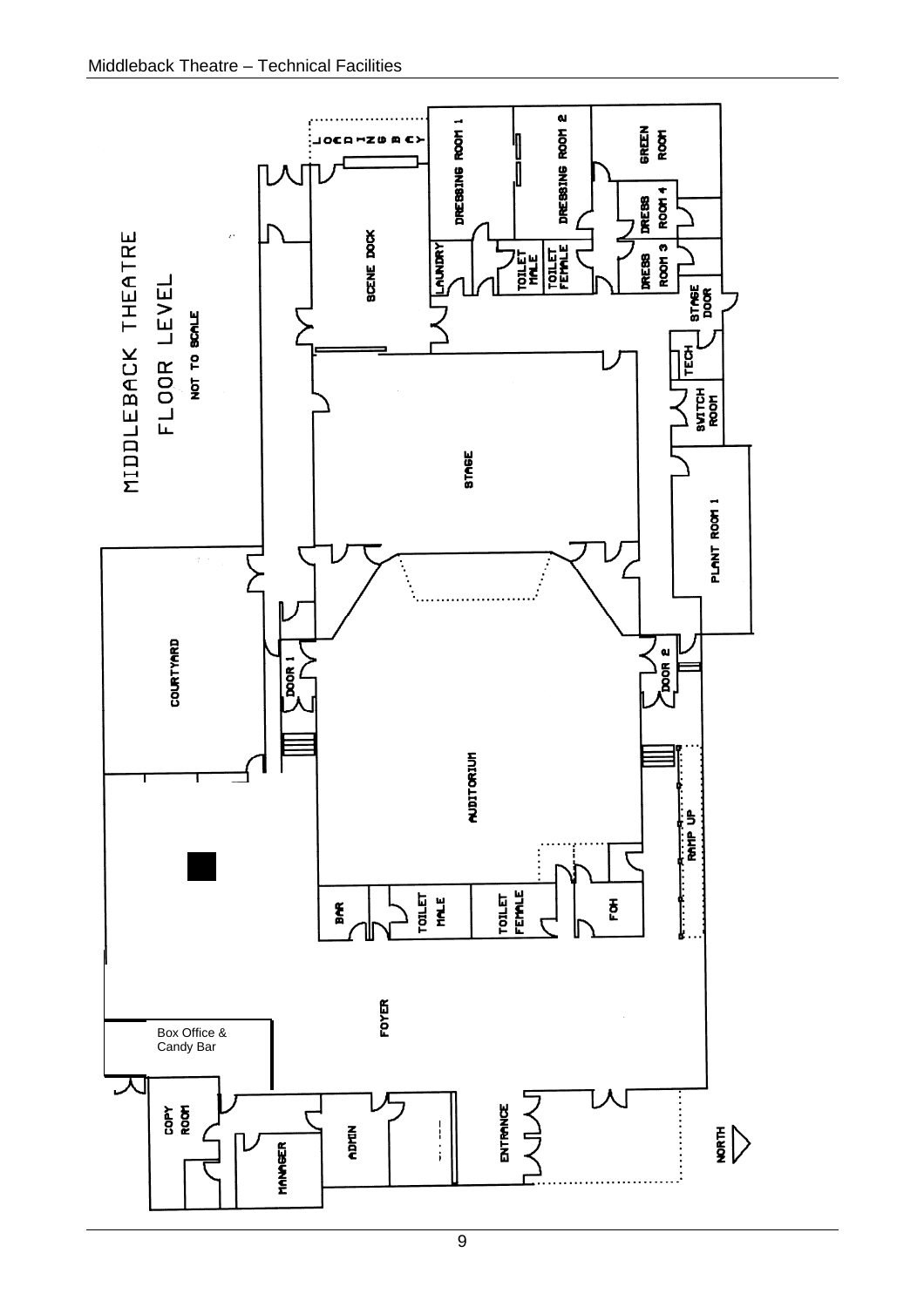MIDDLEBACK THEATRE

FLOOR LEVEL

NOT TO SCALE

LOADING BAY

DRESSING ROOM 1

DRESSING ROOM 2

GREEN ROOM

DRESS ROOM 4

DRESS ROOM 3

SCENE DOCK

LAUNDRY

TOILET MALE

TOILET FEMALE

STAGE DOOR

TECH

SWITCH ROOM

STAGE

PLANT ROOM 1

COURTYARD

DOOR 1

DOOR 2

AUDITORIUM

RAMP UP

BAR

TOILET MALE

TOILET FEMALE

FOH

FOYER

Box Office & Candy Bar

COPY ROOM

MANAGER

ADMIN

ENTRANCE

NORTH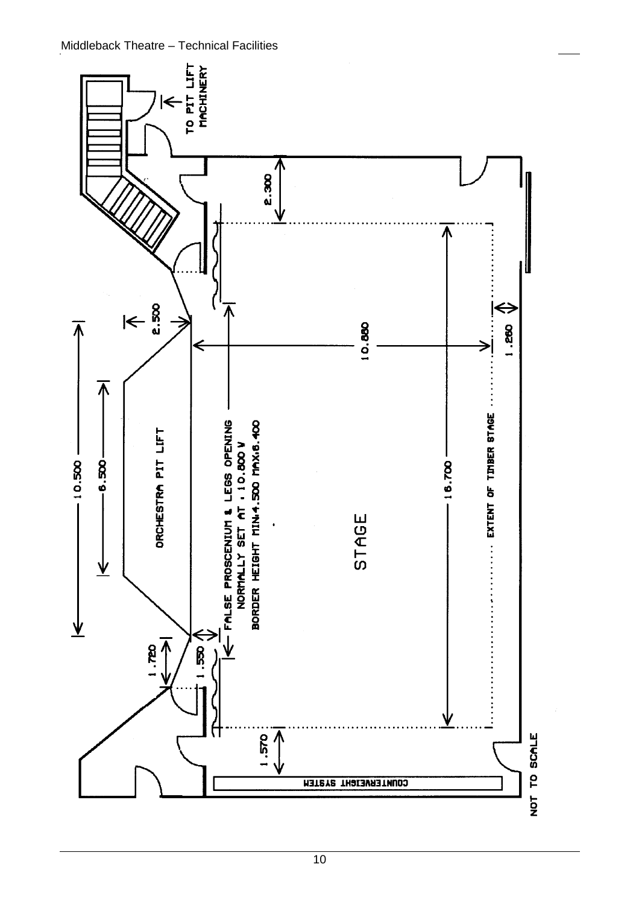TO PIT LIFT MACHINERY

2.300

2.500

10.500

6.500

ORCHESTRA PIT LIFT

10.880

FALSE PROSCENIUM & LEGS OPENING
NORMALLY SET AT : 10.800 W
BORDER HEIGHT MIN:4.500 MAX:6.400

STAGE

16.700

EXTENT OF TIMBER STAGE

1.260

1.720

1.550

1.570

COUNTERWEIGHT SYSTEM

NOT TO SCALE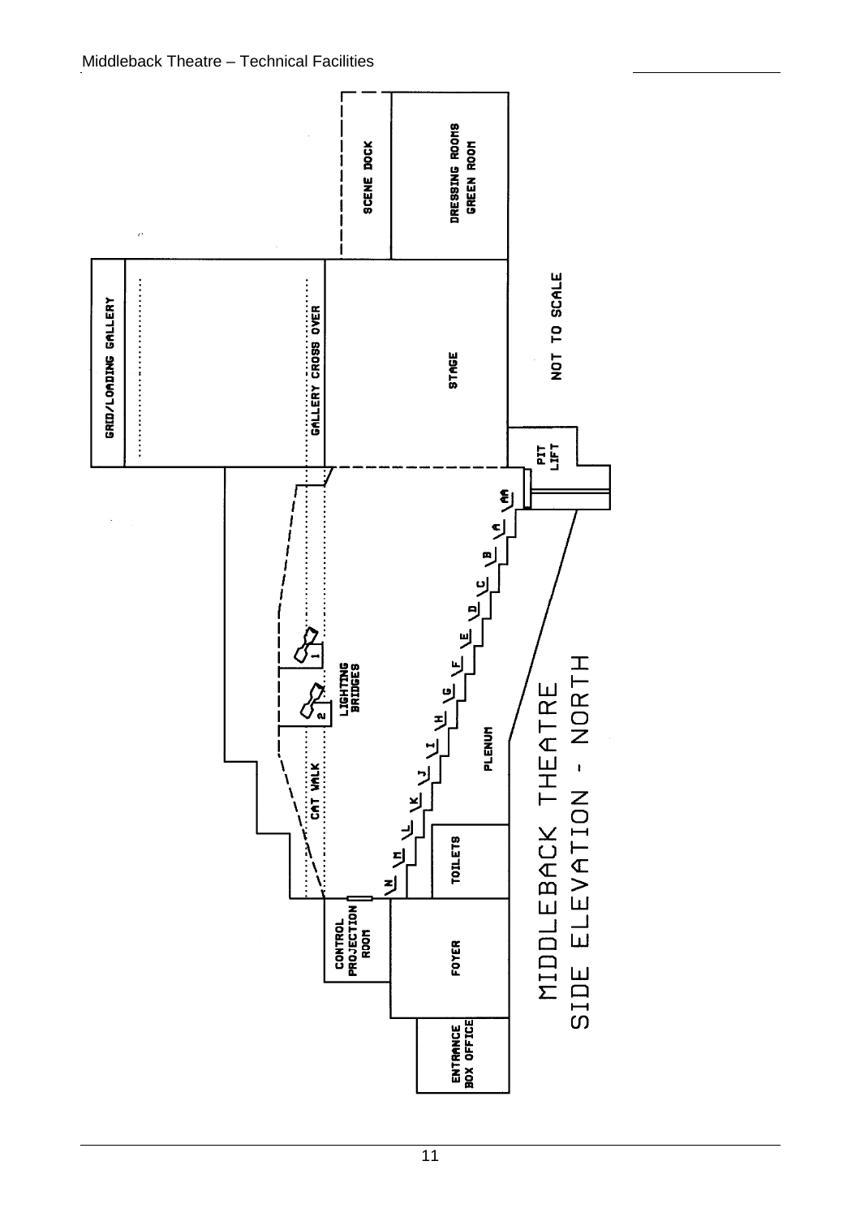MIDDLEBACK THEATRE

SIDE ELEVATION - NORTH

NOT TO SCALE

GRID/LOADING GALLERY

GALLERY CROSS OVER

SCENE DOCK

DRESSING ROOMS
GREEN ROOM

STAGE

PIT
LIFT

AA A B C D E F G H I J K L M N

LIGHTING
BRIDGES

1 2

CAT WALK

PLENUM

TOILETS

CONTROL
PROJECTION
ROOM

FOYER

ENTRANCE
BOX OFFICE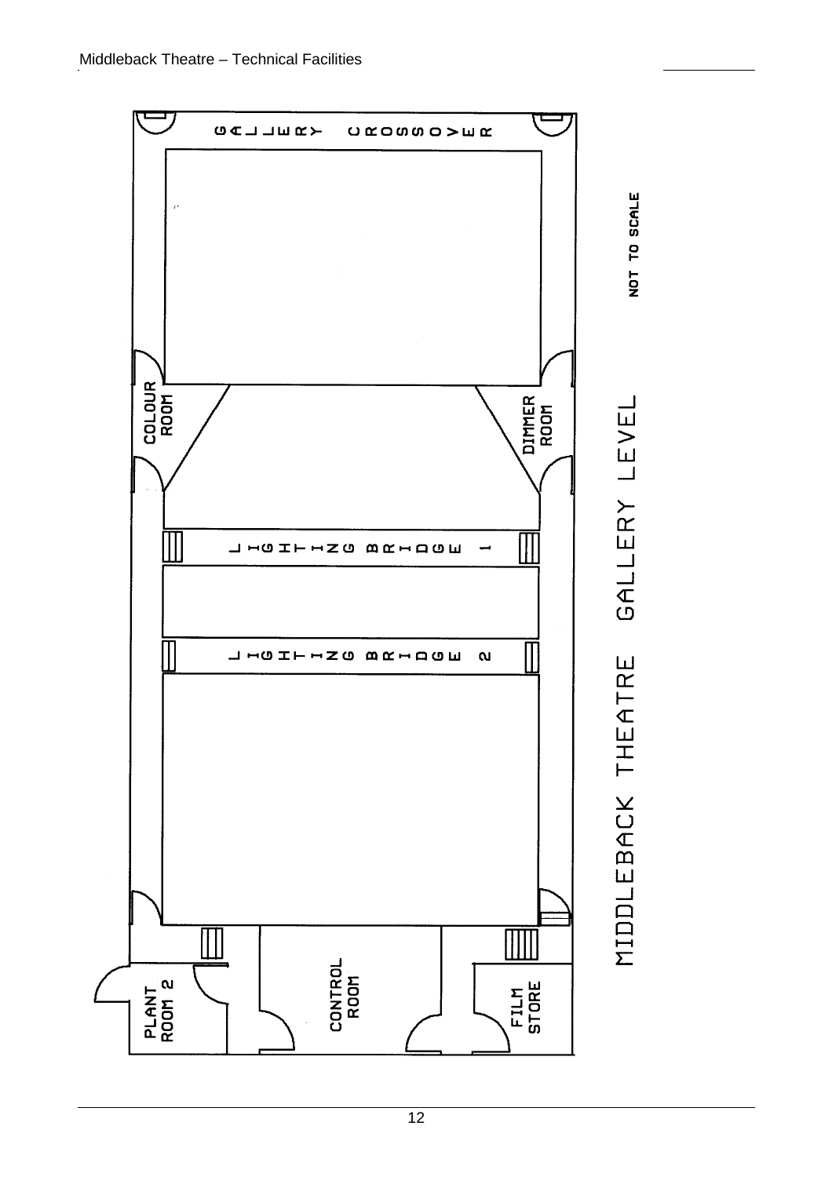GALLERY CROSSOVER

COLOUR ROOM

DIMMER ROOM

LIGHTING BRIDGE 1

LIGHTING BRIDGE 2

PLANT ROOM 2

CONTROL ROOM

FILM STORE

NOT TO SCALE

MIDDLEBACK THEATRE GALLERY LEVEL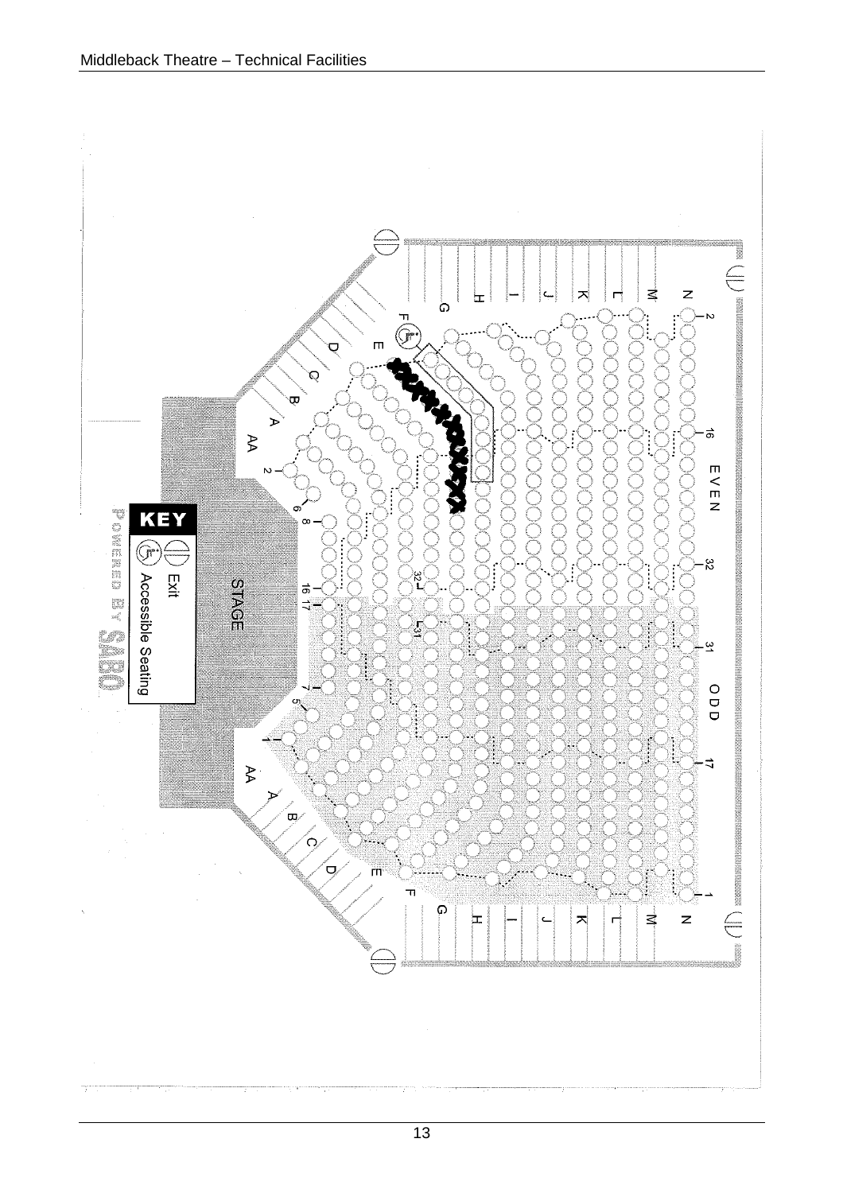STAGE

EVEN

ODD

**KEY**

- Exit
- Accessible Seating

POWERED BY SABO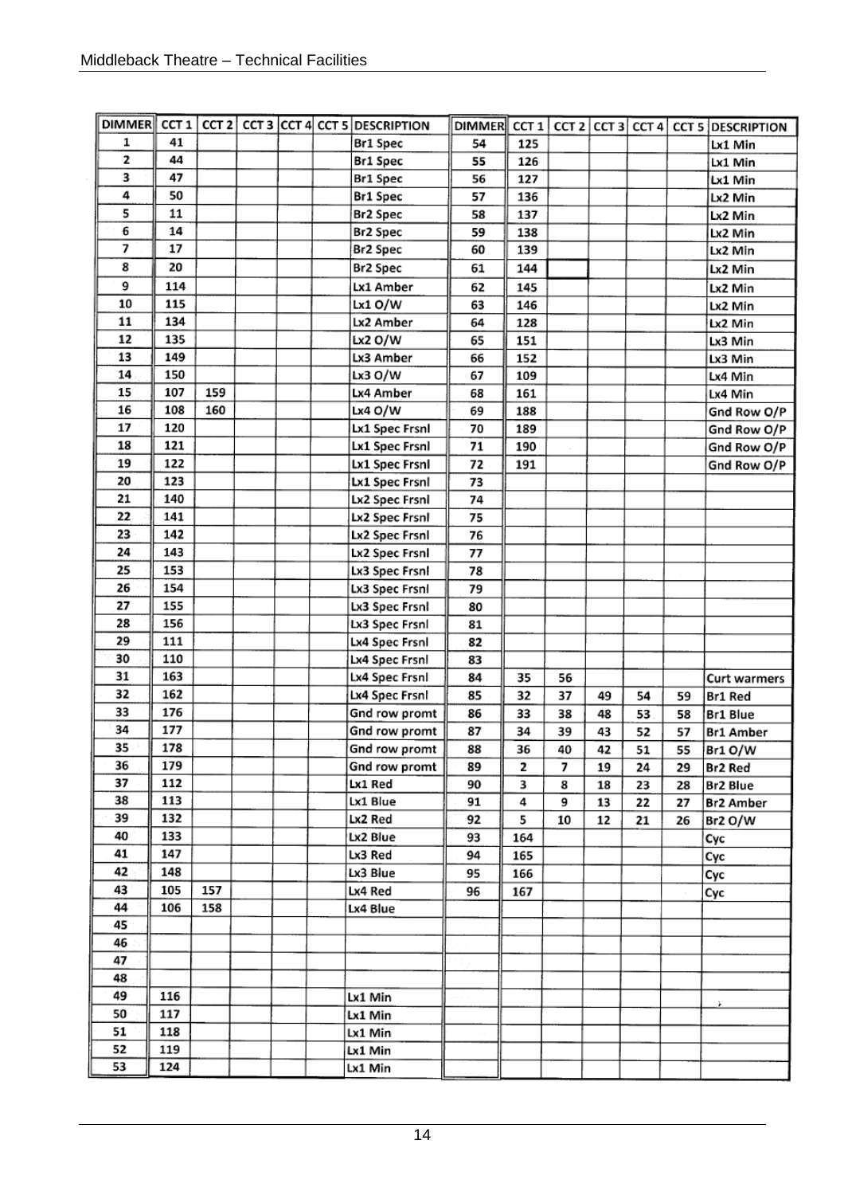| DIMMER | CCT 1 | CCT 2 | CCT 3 | CCT 4 | CCT 5 | DESCRIPTION | DIMMER | CCT 1 | CCT 2 | CCT 3 | CCT 4 | CCT 5 | DESCRIPTION |
|---|---|---|---|---|---|---|---|---|---|---|---|---|---|
| 1 | 41 | | | | | Br1 Spec | 54 | 125 | | | | | Lx1 Min |
| 2 | 44 | | | | | Br1 Spec | 55 | 126 | | | | | Lx1 Min |
| 3 | 47 | | | | | Br1 Spec | 56 | 127 | | | | | Lx1 Min |
| 4 | 50 | | | | | Br1 Spec | 57 | 136 | | | | | Lx2 Min |
| 5 | 11 | | | | | Br2 Spec | 58 | 137 | | | | | Lx2 Min |
| 6 | 14 | | | | | Br2 Spec | 59 | 138 | | | | | Lx2 Min |
| 7 | 17 | | | | | Br2 Spec | 60 | 139 | | | | | Lx2 Min |
| 8 | 20 | | | | | Br2 Spec | 61 | 144 | | | | | Lx2 Min |
| 9 | 114 | | | | | Lx1 Amber | 62 | 145 | | | | | Lx2 Min |
| 10 | 115 | | | | | Lx1 O/W | 63 | 146 | | | | | Lx2 Min |
| 11 | 134 | | | | | Lx2 Amber | 64 | 128 | | | | | Lx2 Min |
| 12 | 135 | | | | | Lx2 O/W | 65 | 151 | | | | | Lx3 Min |
| 13 | 149 | | | | | Lx3 Amber | 66 | 152 | | | | | Lx3 Min |
| 14 | 150 | | | | | Lx3 O/W | 67 | 109 | | | | | Lx4 Min |
| 15 | 107 | 159 | | | | Lx4 Amber | 68 | 161 | | | | | Lx4 Min |
| 16 | 108 | 160 | | | | Lx4 O/W | 69 | 188 | | | | | Gnd Row O/P |
| 17 | 120 | | | | | Lx1 Spec Frsnl | 70 | 189 | | | | | Gnd Row O/P |
| 18 | 121 | | | | | Lx1 Spec Frsnl | 71 | 190 | | | | | Gnd Row O/P |
| 19 | 122 | | | | | Lx1 Spec Frsnl | 72 | 191 | | | | | Gnd Row O/P |
| 20 | 123 | | | | | Lx1 Spec Frsnl | 73 | | | | | | |
| 21 | 140 | | | | | Lx2 Spec Frsnl | 74 | | | | | | |
| 22 | 141 | | | | | Lx2 Spec Frsnl | 75 | | | | | | |
| 23 | 142 | | | | | Lx2 Spec Frsnl | 76 | | | | | | |
| 24 | 143 | | | | | Lx2 Spec Frsnl | 77 | | | | | | |
| 25 | 153 | | | | | Lx3 Spec Frsnl | 78 | | | | | | |
| 26 | 154 | | | | | Lx3 Spec Frsnl | 79 | | | | | | |
| 27 | 155 | | | | | Lx3 Spec Frsnl | 80 | | | | | | |
| 28 | 156 | | | | | Lx3 Spec Frsnl | 81 | | | | | | |
| 29 | 111 | | | | | Lx4 Spec Frsnl | 82 | | | | | | |
| 30 | 110 | | | | | Lx4 Spec Frsnl | 83 | | | | | | |
| 31 | 163 | | | | | Lx4 Spec Frsnl | 84 | 35 | 56 | | | | Curt warmers |
| 32 | 162 | | | | | Lx4 Spec Frsnl | 85 | 32 | 37 | 49 | 54 | 59 | Br1 Red |
| 33 | 176 | | | | | Gnd row promt | 86 | 33 | 38 | 48 | 53 | 58 | Br1 Blue |
| 34 | 177 | | | | | Gnd row promt | 87 | 34 | 39 | 43 | 52 | 57 | Br1 Amber |
| 35 | 178 | | | | | Gnd row promt | 88 | 36 | 40 | 42 | 51 | 55 | Br1 O/W |
| 36 | 179 | | | | | Gnd row promt | 89 | 2 | 7 | 19 | 24 | 29 | Br2 Red |
| 37 | 112 | | | | | Lx1 Red | 90 | 3 | 8 | 18 | 23 | 28 | Br2 Blue |
| 38 | 113 | | | | | Lx1 Blue | 91 | 4 | 9 | 13 | 22 | 27 | Br2 Amber |
| 39 | 132 | | | | | Lx2 Red | 92 | 5 | 10 | 12 | 21 | 26 | Br2 O/W |
| 40 | 133 | | | | | Lx2 Blue | 93 | 164 | | | | | Cyc |
| 41 | 147 | | | | | Lx3 Red | 94 | 165 | | | | | Cyc |
| 42 | 148 | | | | | Lx3 Blue | 95 | 166 | | | | | Cyc |
| 43 | 105 | 157 | | | | Lx4 Red | 96 | 167 | | | | | Cyc |
| 44 | 106 | 158 | | | | Lx4 Blue | | | | | | | |
| 45 | | | | | | | | | | | | | |
| 46 | | | | | | | | | | | | | |
| 47 | | | | | | | | | | | | | |
| 48 | | | | | | | | | | | | | |
| 49 | 116 | | | | | Lx1 Min | | | | | | | |
| 50 | 117 | | | | | Lx1 Min | | | | | | | |
| 51 | 118 | | | | | Lx1 Min | | | | | | | |
| 52 | 119 | | | | | Lx1 Min | | | | | | | |
| 53 | 124 | | | | | Lx1 Min | | | | | | | |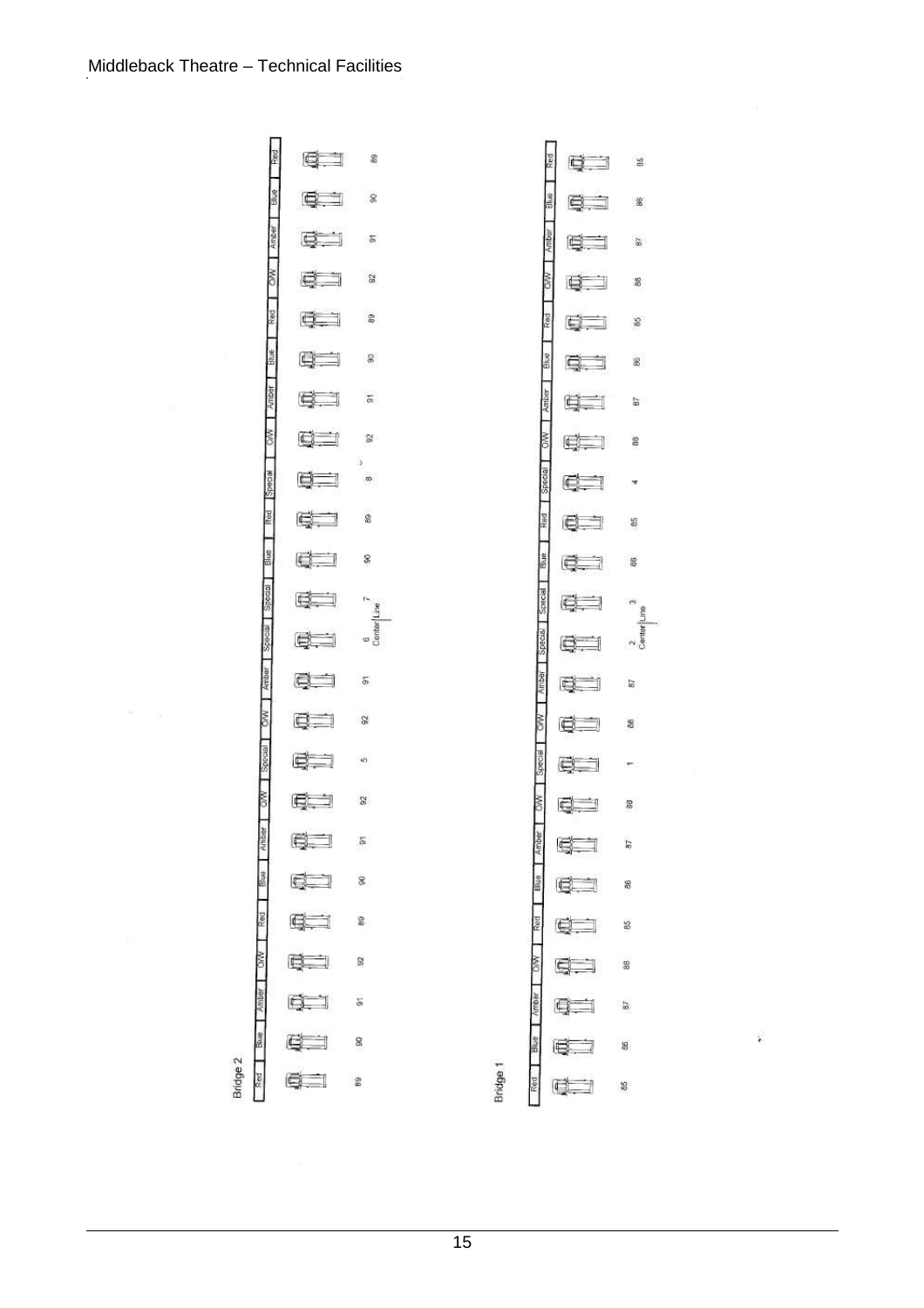## Bridge 2

| Colour | Number |
|---|---|
| Red | 89 |
| Blue | 90 |
| Amber | 91 |
| O/W | 92 |
| Red | 89 |
| Blue | 90 |
| Amber | 91 |
| O/W | 92 |
| Special | 5 |
| O/W | 92 |
| Amber | 91 |
| Special | 6 |
| Center Line | |
| Special | 7 |
| Blue | 90 |
| Red | 89 |
| Special | 8 |
| O/W | 92 |
| Amber | 91 |
| Blue | 90 |
| Red | 89 |
| O/W | 92 |
| Amber | 91 |
| Blue | 90 |
| Red | 89 |

## Bridge 1

| Colour | Number |
|---|---|
| Red | 85 |
| Blue | 86 |
| Amber | 87 |
| O/W | 88 |
| Red | 85 |
| Blue | 86 |
| Amber | 87 |
| O/W | 88 |
| Special | 1 |
| O/W | 88 |
| Amber | 87 |
| Special | 2 |
| Center Line | |
| Special | 3 |
| Blue | 86 |
| Red | 85 |
| Special | 4 |
| O/W | 88 |
| Amber | 87 |
| Blue | 86 |
| Red | 85 |
| O/W | 88 |
| Amber | 87 |
| Blue | 86 |
| Red | 85 |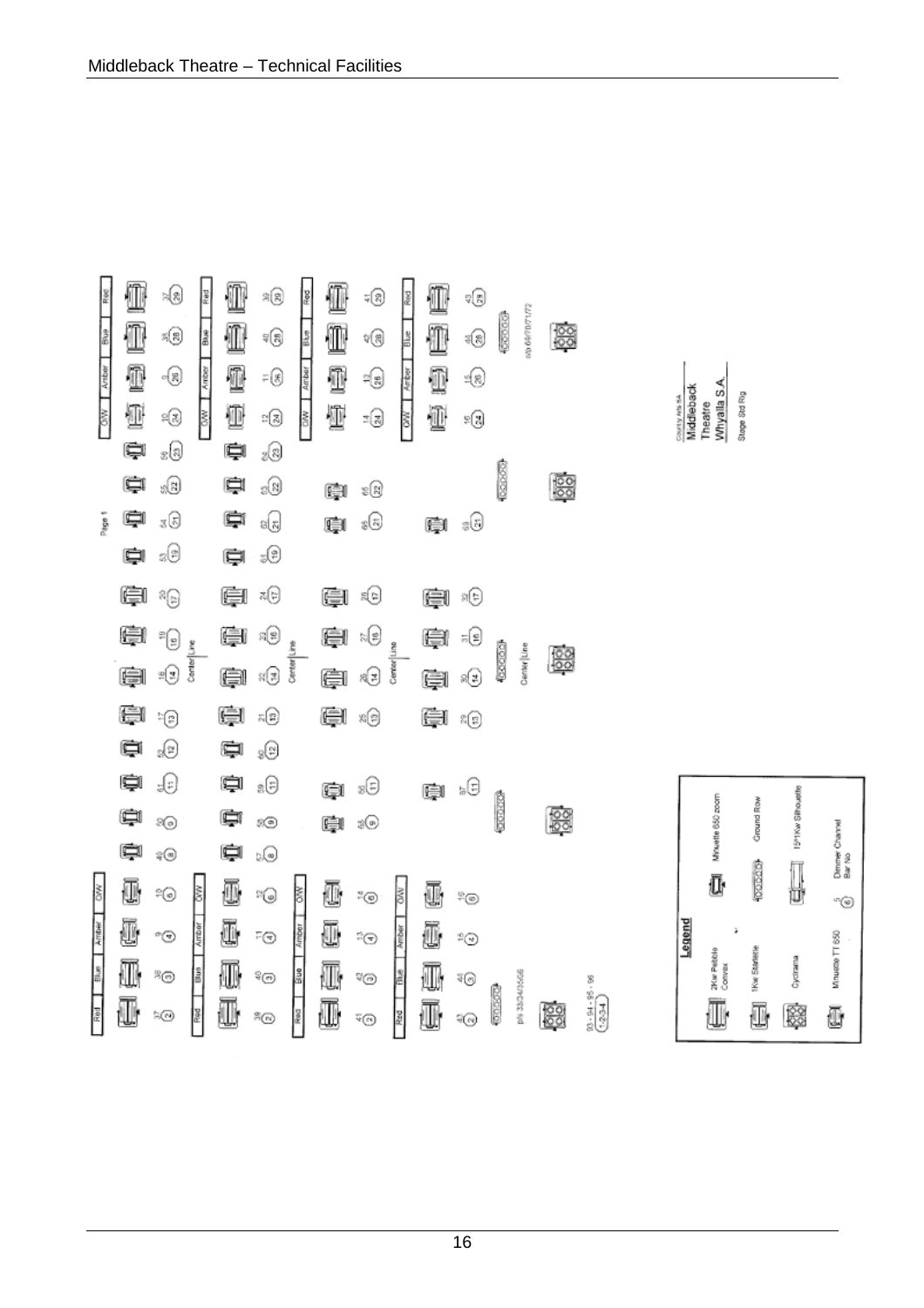Page 1

Center Line

p/s 33/34/35/56

93 - 94 - 95 - 96
1-2-3-4

o/p 69/70/71/72

County Arts SA
Middleback
Theatre
Whyalla S.A.

Stage Std Rig

**Legend**

2Kw Pebble Convex

Minuette 650 zoom

1Kw Starlette

Ground Row

Cyclorama

15°1Kw Silhouette

Minuette TT 650

Dimmer Channel
Bar No